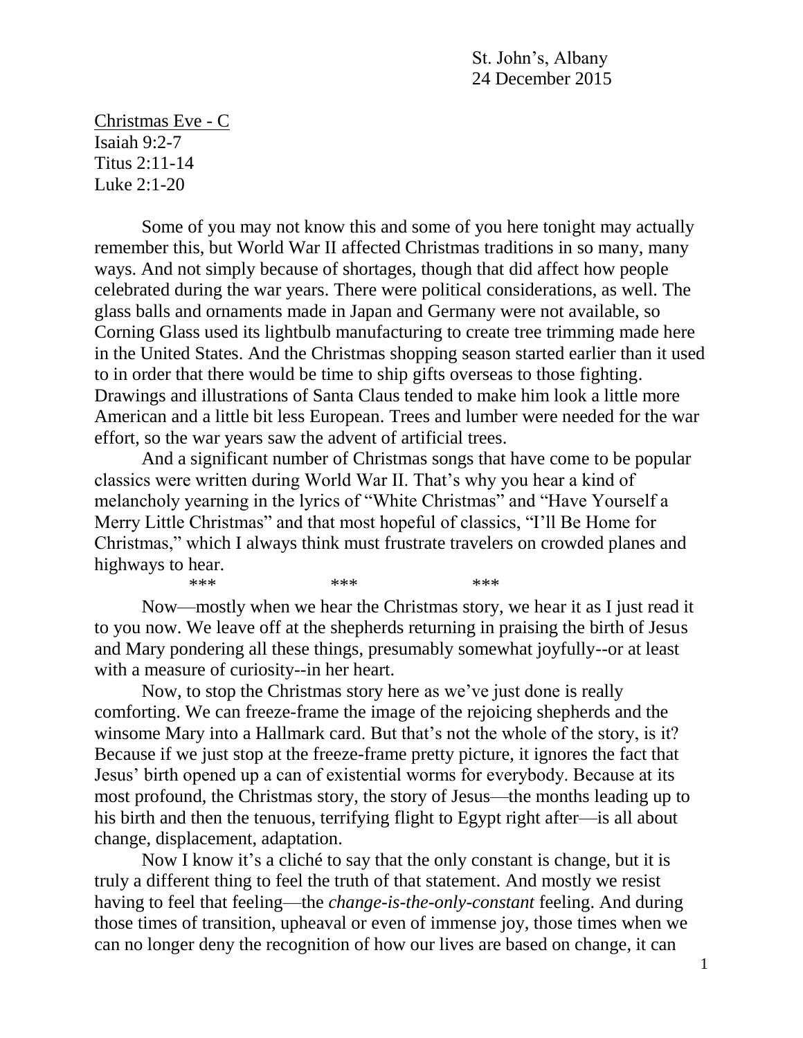St. John's, Albany
24 December 2015

<u>Christmas Eve - C</u>
Isaiah 9:2-7
Titus 2:11-14
Luke 2:1-20

Some of you may not know this and some of you here tonight may actually remember this, but World War II affected Christmas traditions in so many, many ways. And not simply because of shortages, though that did affect how people celebrated during the war years. There were political considerations, as well. The glass balls and ornaments made in Japan and Germany were not available, so Corning Glass used its lightbulb manufacturing to create tree trimming made here in the United States. And the Christmas shopping season started earlier than it used to in order that there would be time to ship gifts overseas to those fighting. Drawings and illustrations of Santa Claus tended to make him look a little more American and a little bit less European. Trees and lumber were needed for the war effort, so the war years saw the advent of artificial trees.

And a significant number of Christmas songs that have come to be popular classics were written during World War II. That's why you hear a kind of melancholy yearning in the lyrics of "White Christmas" and "Have Yourself a Merry Little Christmas" and that most hopeful of classics, "I'll Be Home for Christmas," which I always think must frustrate travelers on crowded planes and highways to hear.

*** *** ***

Now—mostly when we hear the Christmas story, we hear it as I just read it to you now. We leave off at the shepherds returning in praising the birth of Jesus and Mary pondering all these things, presumably somewhat joyfully--or at least with a measure of curiosity--in her heart.

Now, to stop the Christmas story here as we've just done is really comforting. We can freeze-frame the image of the rejoicing shepherds and the winsome Mary into a Hallmark card. But that's not the whole of the story, is it? Because if we just stop at the freeze-frame pretty picture, it ignores the fact that Jesus' birth opened up a can of existential worms for everybody. Because at its most profound, the Christmas story, the story of Jesus—the months leading up to his birth and then the tenuous, terrifying flight to Egypt right after—is all about change, displacement, adaptation.

Now I know it's a cliché to say that the only constant is change, but it is truly a different thing to feel the truth of that statement. And mostly we resist having to feel that feeling—the *change-is-the-only-constant* feeling. And during those times of transition, upheaval or even of immense joy, those times when we can no longer deny the recognition of how our lives are based on change, it can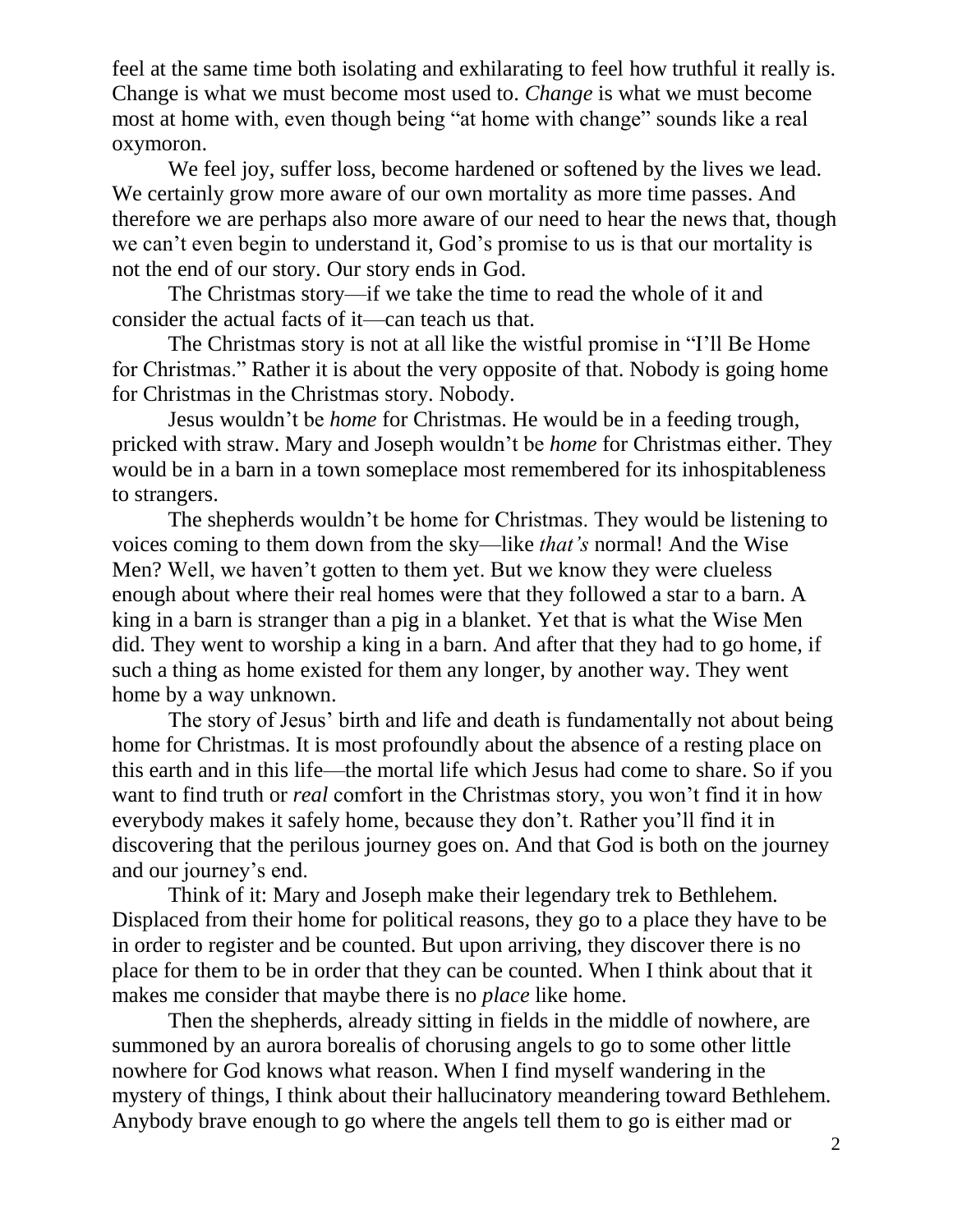feel at the same time both isolating and exhilarating to feel how truthful it really is. Change is what we must become most used to. *Change* is what we must become most at home with, even though being "at home with change" sounds like a real oxymoron.

We feel joy, suffer loss, become hardened or softened by the lives we lead. We certainly grow more aware of our own mortality as more time passes. And therefore we are perhaps also more aware of our need to hear the news that, though we can't even begin to understand it, God's promise to us is that our mortality is not the end of our story. Our story ends in God.

The Christmas story—if we take the time to read the whole of it and consider the actual facts of it—can teach us that.

The Christmas story is not at all like the wistful promise in "I'll Be Home for Christmas." Rather it is about the very opposite of that. Nobody is going home for Christmas in the Christmas story. Nobody.

Jesus wouldn't be *home* for Christmas. He would be in a feeding trough, pricked with straw. Mary and Joseph wouldn't be *home* for Christmas either. They would be in a barn in a town someplace most remembered for its inhospitableness to strangers.

The shepherds wouldn't be home for Christmas. They would be listening to voices coming to them down from the sky—like *that's* normal! And the Wise Men? Well, we haven't gotten to them yet. But we know they were clueless enough about where their real homes were that they followed a star to a barn. A king in a barn is stranger than a pig in a blanket. Yet that is what the Wise Men did. They went to worship a king in a barn. And after that they had to go home, if such a thing as home existed for them any longer, by another way. They went home by a way unknown.

The story of Jesus' birth and life and death is fundamentally not about being home for Christmas. It is most profoundly about the absence of a resting place on this earth and in this life—the mortal life which Jesus had come to share. So if you want to find truth or *real* comfort in the Christmas story, you won't find it in how everybody makes it safely home, because they don't. Rather you'll find it in discovering that the perilous journey goes on. And that God is both on the journey and our journey's end.

Think of it: Mary and Joseph make their legendary trek to Bethlehem. Displaced from their home for political reasons, they go to a place they have to be in order to register and be counted. But upon arriving, they discover there is no place for them to be in order that they can be counted. When I think about that it makes me consider that maybe there is no *place* like home.

Then the shepherds, already sitting in fields in the middle of nowhere, are summoned by an aurora borealis of chorusing angels to go to some other little nowhere for God knows what reason. When I find myself wandering in the mystery of things, I think about their hallucinatory meandering toward Bethlehem. Anybody brave enough to go where the angels tell them to go is either mad or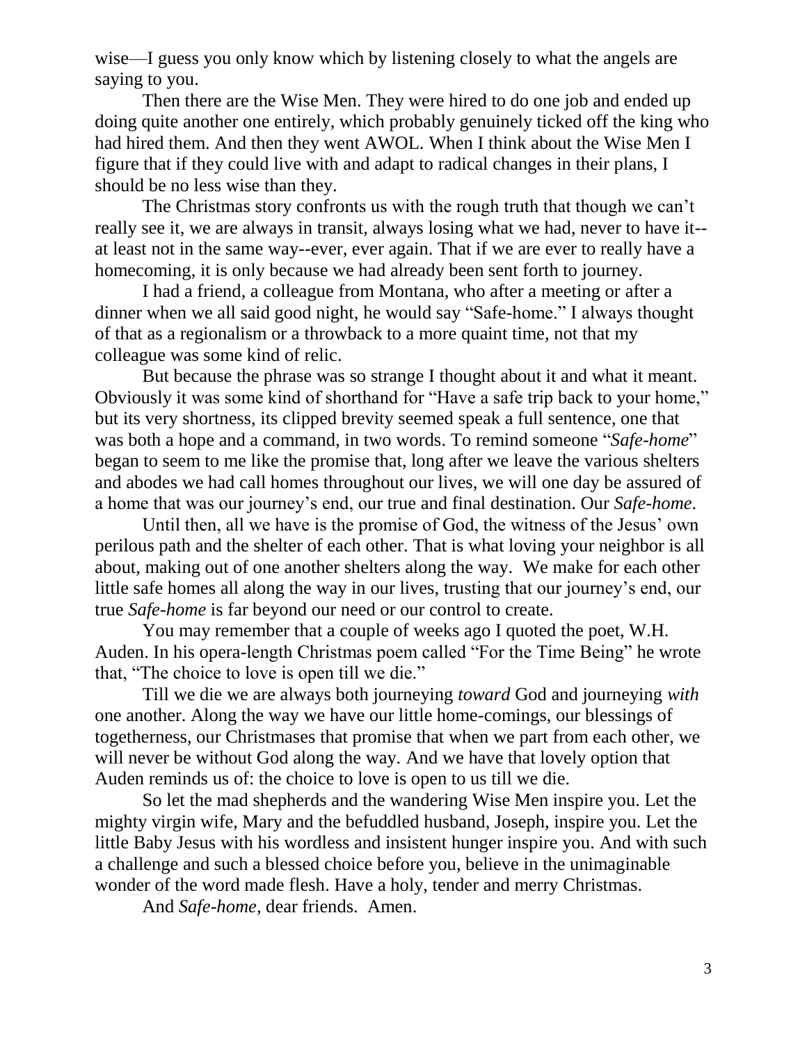wise—I guess you only know which by listening closely to what the angels are saying to you.

Then there are the Wise Men. They were hired to do one job and ended up doing quite another one entirely, which probably genuinely ticked off the king who had hired them. And then they went AWOL. When I think about the Wise Men I figure that if they could live with and adapt to radical changes in their plans, I should be no less wise than they.

The Christmas story confronts us with the rough truth that though we can't really see it, we are always in transit, always losing what we had, never to have it--at least not in the same way--ever, ever again. That if we are ever to really have a homecoming, it is only because we had already been sent forth to journey.

I had a friend, a colleague from Montana, who after a meeting or after a dinner when we all said good night, he would say "Safe-home." I always thought of that as a regionalism or a throwback to a more quaint time, not that my colleague was some kind of relic.

But because the phrase was so strange I thought about it and what it meant. Obviously it was some kind of shorthand for "Have a safe trip back to your home," but its very shortness, its clipped brevity seemed speak a full sentence, one that was both a hope and a command, in two words. To remind someone "*Safe-home*" began to seem to me like the promise that, long after we leave the various shelters and abodes we had call homes throughout our lives, we will one day be assured of a home that was our journey's end, our true and final destination. Our *Safe-home*.

Until then, all we have is the promise of God, the witness of the Jesus' own perilous path and the shelter of each other. That is what loving your neighbor is all about, making out of one another shelters along the way. We make for each other little safe homes all along the way in our lives, trusting that our journey's end, our true *Safe-home* is far beyond our need or our control to create.

You may remember that a couple of weeks ago I quoted the poet, W.H. Auden. In his opera-length Christmas poem called "For the Time Being" he wrote that, "The choice to love is open till we die."

Till we die we are always both journeying *toward* God and journeying *with* one another. Along the way we have our little home-comings, our blessings of togetherness, our Christmases that promise that when we part from each other, we will never be without God along the way. And we have that lovely option that Auden reminds us of: the choice to love is open to us till we die.

So let the mad shepherds and the wandering Wise Men inspire you. Let the mighty virgin wife, Mary and the befuddled husband, Joseph, inspire you. Let the little Baby Jesus with his wordless and insistent hunger inspire you. And with such a challenge and such a blessed choice before you, believe in the unimaginable wonder of the word made flesh. Have a holy, tender and merry Christmas.

And *Safe-home,* dear friends. Amen.